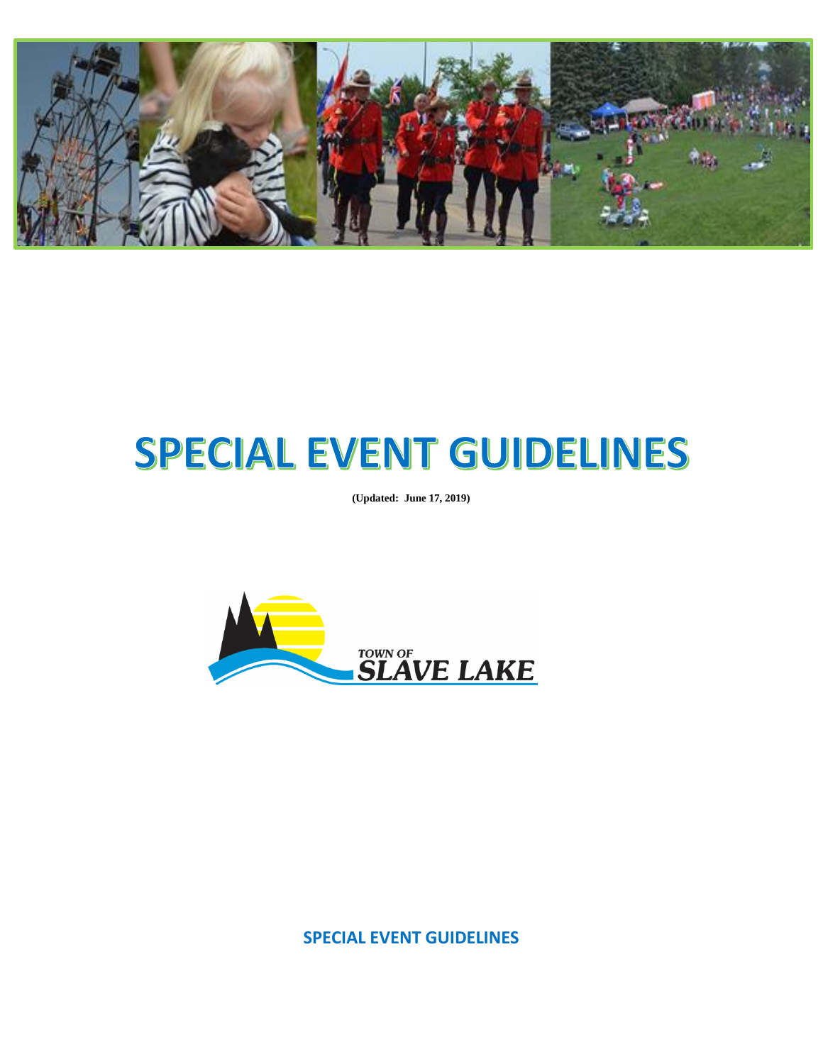# SPECIAL EVENT GUIDELINES

**(Updated: June 17, 2019)**

TOWN OF SLAVE LAKE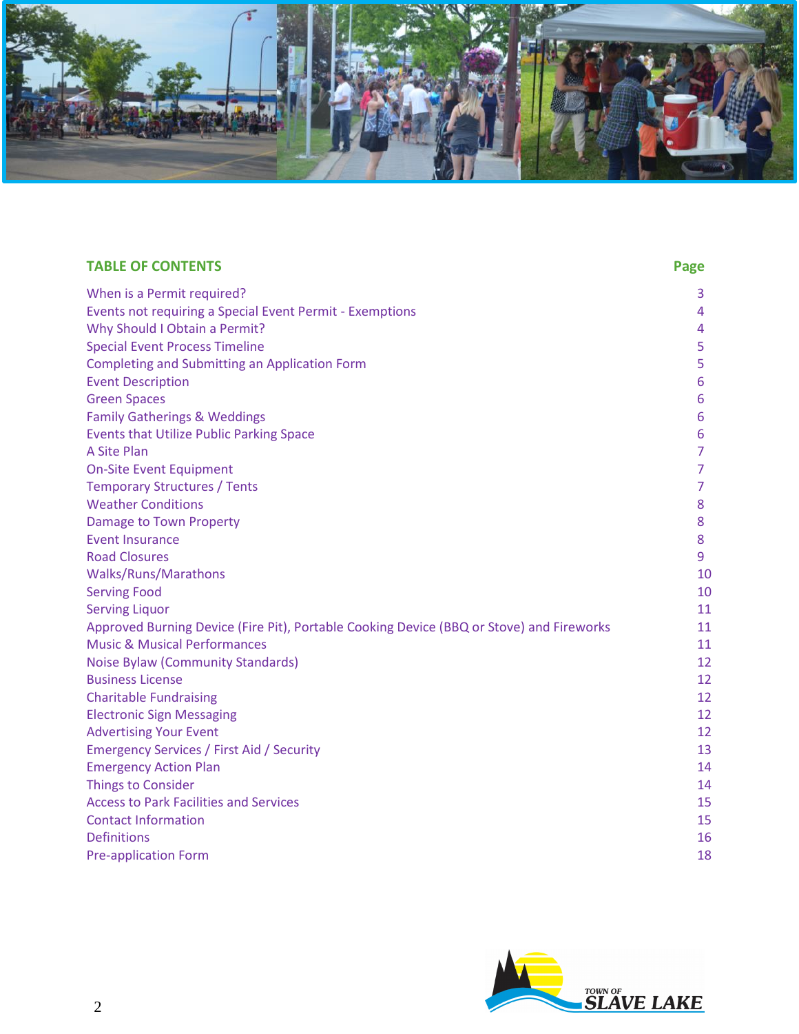## TABLE OF CONTENTS

| TABLE OF CONTENTS | Page |
|---|---|
| When is a Permit required? | 3 |
| Events not requiring a Special Event Permit - Exemptions | 4 |
| Why Should I Obtain a Permit? | 4 |
| Special Event Process Timeline | 5 |
| Completing and Submitting an Application Form | 5 |
| Event Description | 6 |
| Green Spaces | 6 |
| Family Gatherings & Weddings | 6 |
| Events that Utilize Public Parking Space | 6 |
| A Site Plan | 7 |
| On-Site Event Equipment | 7 |
| Temporary Structures / Tents | 7 |
| Weather Conditions | 8 |
| Damage to Town Property | 8 |
| Event Insurance | 8 |
| Road Closures | 9 |
| Walks/Runs/Marathons | 10 |
| Serving Food | 10 |
| Serving Liquor | 11 |
| Approved Burning Device (Fire Pit), Portable Cooking Device (BBQ or Stove) and Fireworks | 11 |
| Music & Musical Performances | 11 |
| Noise Bylaw (Community Standards) | 12 |
| Business License | 12 |
| Charitable Fundraising | 12 |
| Electronic Sign Messaging | 12 |
| Advertising Your Event | 12 |
| Emergency Services / First Aid / Security | 13 |
| Emergency Action Plan | 14 |
| Things to Consider | 14 |
| Access to Park Facilities and Services | 15 |
| Contact Information | 15 |
| Definitions | 16 |
| Pre-application Form | 18 |

TOWN OF SLAVE LAKE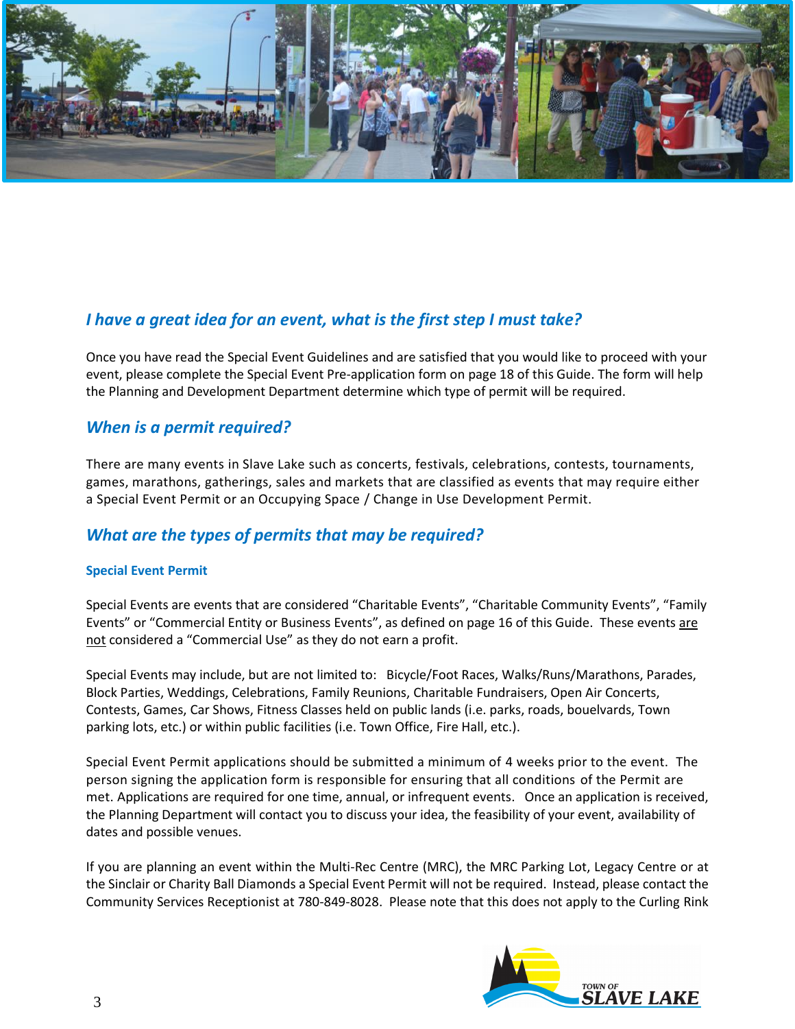## *I have a great idea for an event, what is the first step I must take?*

Once you have read the Special Event Guidelines and are satisfied that you would like to proceed with your event, please complete the Special Event Pre-application form on page 18 of this Guide. The form will help the Planning and Development Department determine which type of permit will be required.

## *When is a permit required?*

There are many events in Slave Lake such as concerts, festivals, celebrations, contests, tournaments, games, marathons, gatherings, sales and markets that are classified as events that may require either a Special Event Permit or an Occupying Space / Change in Use Development Permit.

## *What are the types of permits that may be required?*

### Special Event Permit

Special Events are events that are considered “Charitable Events”, “Charitable Community Events”, “Family Events” or “Commercial Entity or Business Events”, as defined on page 16 of this Guide. These events <u>are not</u> considered a “Commercial Use” as they do not earn a profit.

Special Events may include, but are not limited to: Bicycle/Foot Races, Walks/Runs/Marathons, Parades, Block Parties, Weddings, Celebrations, Family Reunions, Charitable Fundraisers, Open Air Concerts, Contests, Games, Car Shows, Fitness Classes held on public lands (i.e. parks, roads, bouelvards, Town parking lots, etc.) or within public facilities (i.e. Town Office, Fire Hall, etc.).

Special Event Permit applications should be submitted a minimum of 4 weeks prior to the event. The person signing the application form is responsible for ensuring that all conditions of the Permit are met. Applications are required for one time, annual, or infrequent events. Once an application is received, the Planning Department will contact you to discuss your idea, the feasibility of your event, availability of dates and possible venues.

If you are planning an event within the Multi-Rec Centre (MRC), the MRC Parking Lot, Legacy Centre or at the Sinclair or Charity Ball Diamonds a Special Event Permit will not be required. Instead, please contact the Community Services Receptionist at 780-849-8028. Please note that this does not apply to the Curling Rink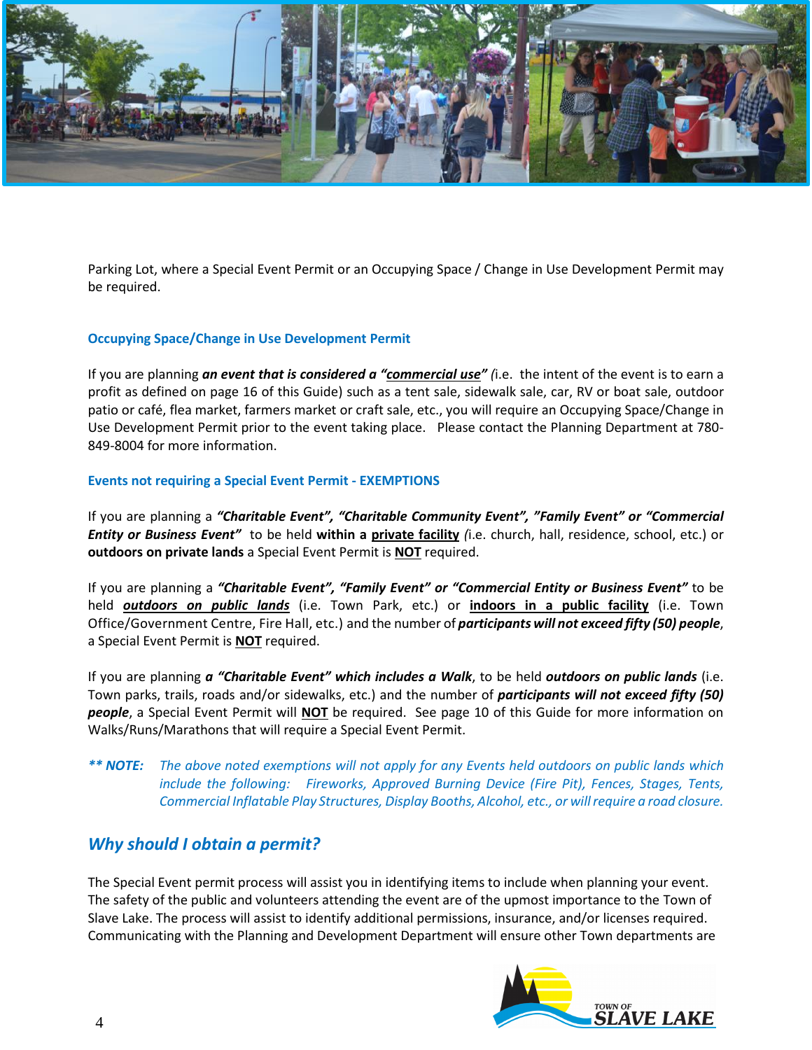Parking Lot, where a Special Event Permit or an Occupying Space / Change in Use Development Permit may be required.

### Occupying Space/Change in Use Development Permit

If you are planning ***an event that is considered a "commercial use"*** *(*i.e. the intent of the event is to earn a profit as defined on page 16 of this Guide) such as a tent sale, sidewalk sale, car, RV or boat sale, outdoor patio or café, flea market, farmers market or craft sale, etc., you will require an Occupying Space/Change in Use Development Permit prior to the event taking place. Please contact the Planning Department at 780-849-8004 for more information.

### Events not requiring a Special Event Permit - EXEMPTIONS

If you are planning a ***"Charitable Event", "Charitable Community Event", "Family Event" or "Commercial Entity or Business Event"*** to be held **within a private facility** *(*i.e. church, hall, residence, school, etc.) or **outdoors on private lands** a Special Event Permit is **NOT** required.

If you are planning a ***"Charitable Event", "Family Event" or "Commercial Entity or Business Event"*** to be held ***outdoors on public lands*** (i.e. Town Park, etc.) or **indoors in a public facility** (i.e. Town Office/Government Centre, Fire Hall, etc.) and the number of ***participants will not exceed fifty (50) people***, a Special Event Permit is **NOT** required.

If you are planning ***a "Charitable Event" which includes a Walk***, to be held ***outdoors on public lands*** (i.e. Town parks, trails, roads and/or sidewalks, etc.) and the number of ***participants will not exceed fifty (50) people***, a Special Event Permit will **NOT** be required. See page 10 of this Guide for more information on Walks/Runs/Marathons that will require a Special Event Permit.

***\*\* NOTE:*** *The above noted exemptions will not apply for any Events held outdoors on public lands which include the following: Fireworks, Approved Burning Device (Fire Pit), Fences, Stages, Tents, Commercial Inflatable Play Structures, Display Booths, Alcohol, etc., or will require a road closure.*

## *Why should I obtain a permit?*

The Special Event permit process will assist you in identifying items to include when planning your event. The safety of the public and volunteers attending the event are of the upmost importance to the Town of Slave Lake. The process will assist to identify additional permissions, insurance, and/or licenses required. Communicating with the Planning and Development Department will ensure other Town departments are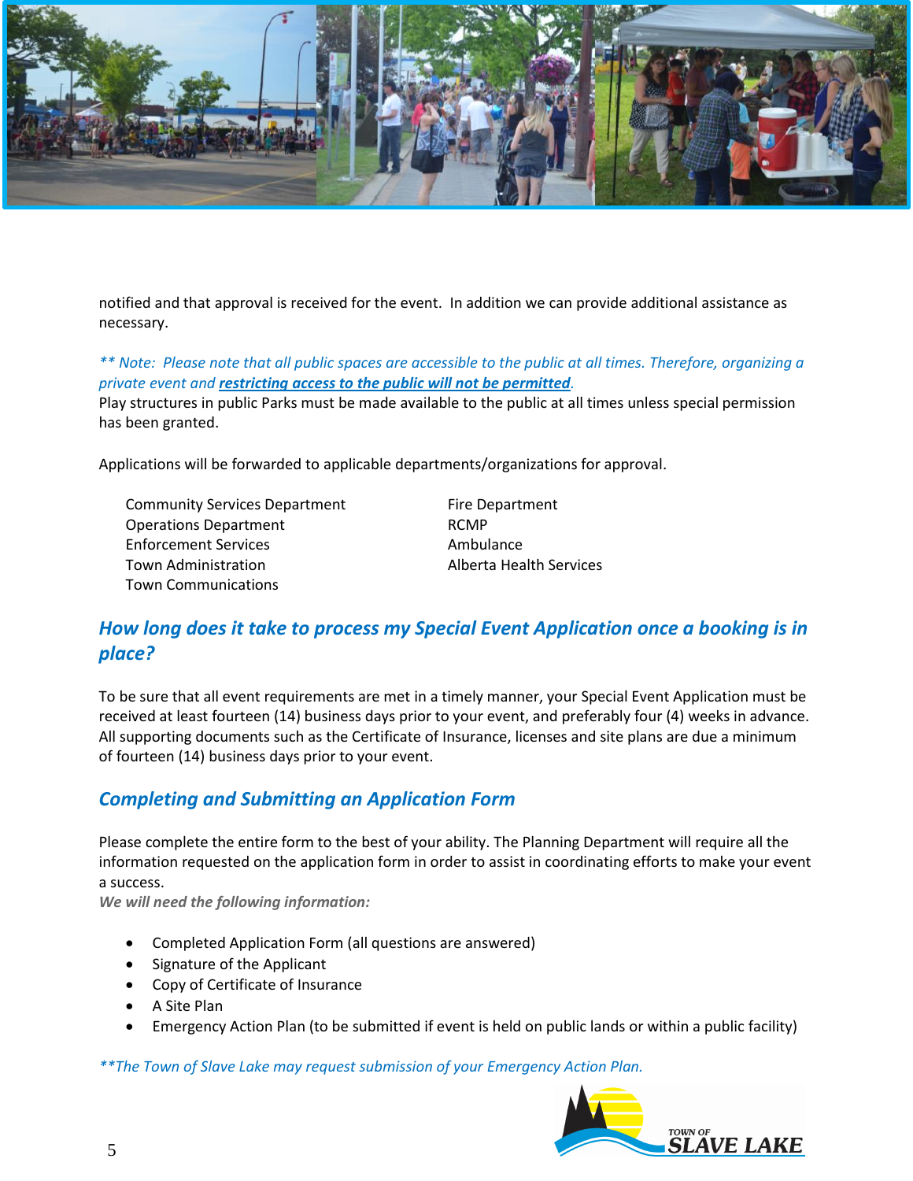notified and that approval is received for the event. In addition we can provide additional assistance as necessary.

*** Note: Please note that all public spaces are accessible to the public at all times. Therefore, organizing a private event and **restricting access to the public will not be permitted**.*

Play structures in public Parks must be made available to the public at all times unless special permission has been granted.

Applications will be forwarded to applicable departments/organizations for approval.

- Community Services Department
- Operations Department
- Enforcement Services
- Town Administration
- Town Communications
- Fire Department
- RCMP
- Ambulance
- Alberta Health Services

## *How long does it take to process my Special Event Application once a booking is in place?*

To be sure that all event requirements are met in a timely manner, your Special Event Application must be received at least fourteen (14) business days prior to your event, and preferably four (4) weeks in advance. All supporting documents such as the Certificate of Insurance, licenses and site plans are due a minimum of fourteen (14) business days prior to your event.

## *Completing and Submitting an Application Form*

Please complete the entire form to the best of your ability. The Planning Department will require all the information requested on the application form in order to assist in coordinating efforts to make your event a success.

***We will need the following information:***

- Completed Application Form (all questions are answered)
- Signature of the Applicant
- Copy of Certificate of Insurance
- A Site Plan
- Emergency Action Plan (to be submitted if event is held on public lands or within a public facility)

***The Town of Slave Lake may request submission of your Emergency Action Plan.*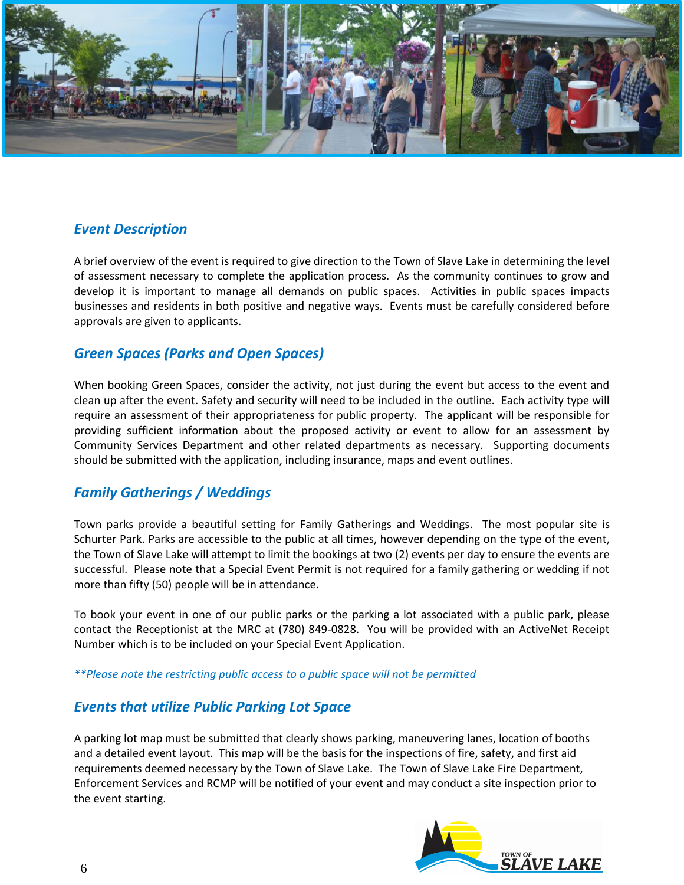## *Event Description*

A brief overview of the event is required to give direction to the Town of Slave Lake in determining the level of assessment necessary to complete the application process. As the community continues to grow and develop it is important to manage all demands on public spaces. Activities in public spaces impacts businesses and residents in both positive and negative ways. Events must be carefully considered before approvals are given to applicants.

## *Green Spaces (Parks and Open Spaces)*

When booking Green Spaces, consider the activity, not just during the event but access to the event and clean up after the event. Safety and security will need to be included in the outline. Each activity type will require an assessment of their appropriateness for public property. The applicant will be responsible for providing sufficient information about the proposed activity or event to allow for an assessment by Community Services Department and other related departments as necessary. Supporting documents should be submitted with the application, including insurance, maps and event outlines.

## *Family Gatherings / Weddings*

Town parks provide a beautiful setting for Family Gatherings and Weddings. The most popular site is Schurter Park. Parks are accessible to the public at all times, however depending on the type of the event, the Town of Slave Lake will attempt to limit the bookings at two (2) events per day to ensure the events are successful. Please note that a Special Event Permit is not required for a family gathering or wedding if not more than fifty (50) people will be in attendance.

To book your event in one of our public parks or the parking a lot associated with a public park, please contact the Receptionist at the MRC at (780) 849-0828. You will be provided with an ActiveNet Receipt Number which is to be included on your Special Event Application.

*\*\*Please note the restricting public access to a public space will not be permitted*

## *Events that utilize Public Parking Lot Space*

A parking lot map must be submitted that clearly shows parking, maneuvering lanes, location of booths and a detailed event layout. This map will be the basis for the inspections of fire, safety, and first aid requirements deemed necessary by the Town of Slave Lake. The Town of Slave Lake Fire Department, Enforcement Services and RCMP will be notified of your event and may conduct a site inspection prior to the event starting.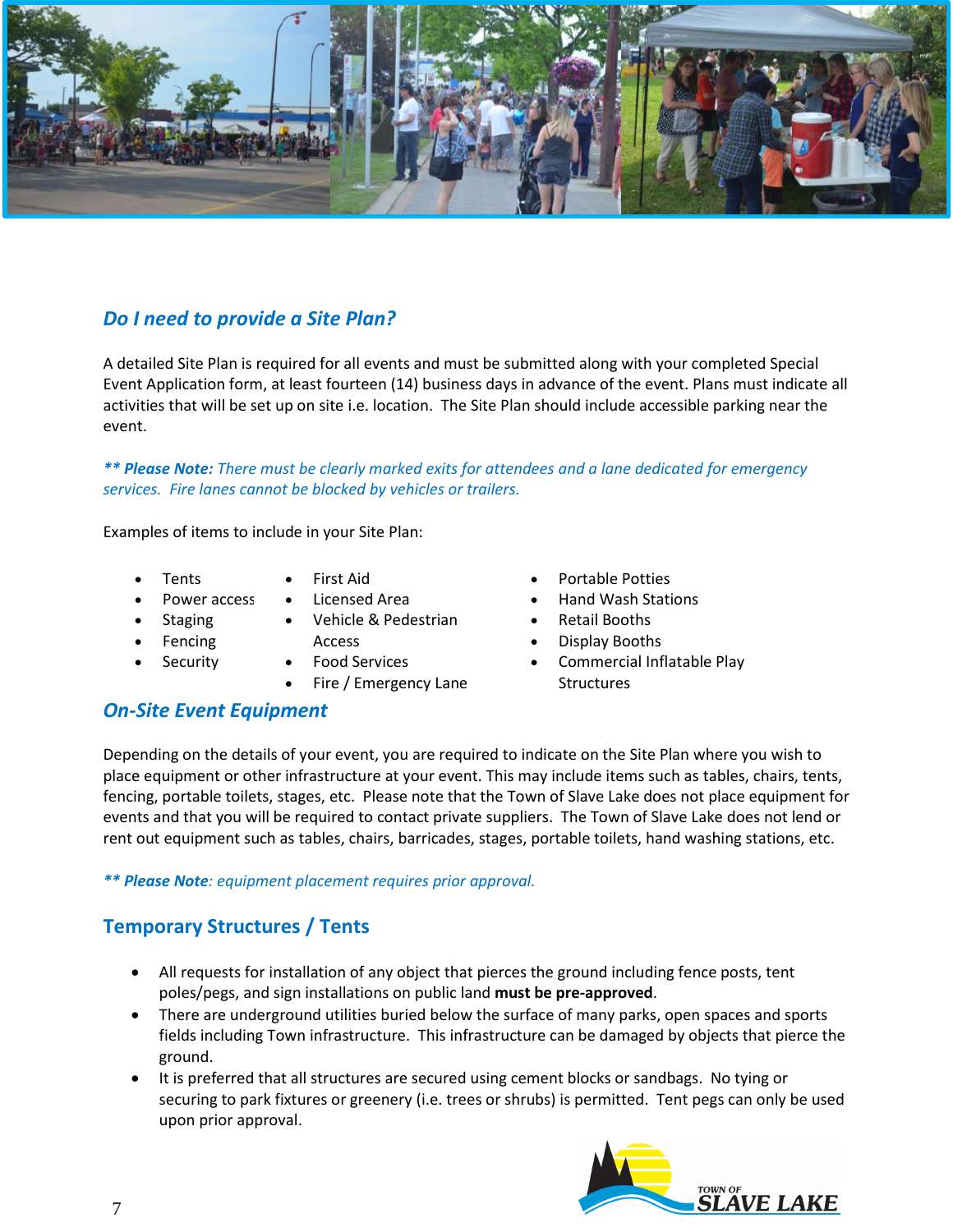## *Do I need to provide a Site Plan?*

A detailed Site Plan is required for all events and must be submitted along with your completed Special Event Application form, at least fourteen (14) business days in advance of the event. Plans must indicate all activities that will be set up on site i.e. location. The Site Plan should include accessible parking near the event.

*\*\* **Please Note:** There must be clearly marked exits for attendees and a lane dedicated for emergency services. Fire lanes cannot be blocked by vehicles or trailers.*

Examples of items to include in your Site Plan:

- Tents
- Power access
- Staging
- Fencing
- Security
- First Aid
- Licensed Area
- Vehicle & Pedestrian Access
- Food Services
- Fire / Emergency Lane
- Portable Potties
- Hand Wash Stations
- Retail Booths
- Display Booths
- Commercial Inflatable Play Structures

## *On-Site Event Equipment*

Depending on the details of your event, you are required to indicate on the Site Plan where you wish to place equipment or other infrastructure at your event. This may include items such as tables, chairs, tents, fencing, portable toilets, stages, etc. Please note that the Town of Slave Lake does not place equipment for events and that you will be required to contact private suppliers. The Town of Slave Lake does not lend or rent out equipment such as tables, chairs, barricades, stages, portable toilets, hand washing stations, etc.

*\*\* **Please Note**: equipment placement requires prior approval.*

## Temporary Structures / Tents

- All requests for installation of any object that pierces the ground including fence posts, tent poles/pegs, and sign installations on public land **must be pre-approved**.
- There are underground utilities buried below the surface of many parks, open spaces and sports fields including Town infrastructure. This infrastructure can be damaged by objects that pierce the ground.
- It is preferred that all structures are secured using cement blocks or sandbags. No tying or securing to park fixtures or greenery (i.e. trees or shrubs) is permitted. Tent pegs can only be used upon prior approval.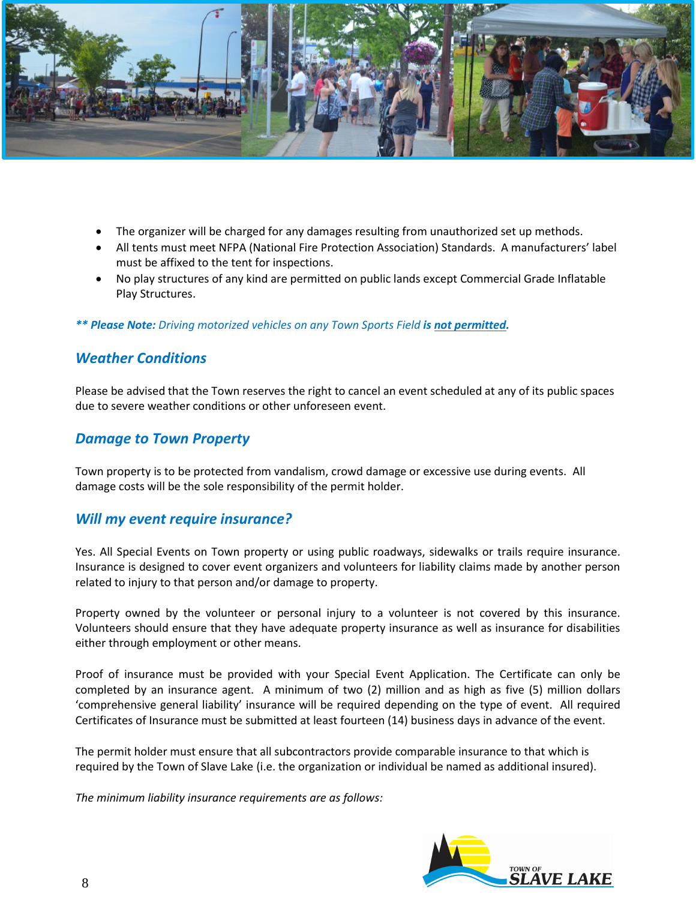- The organizer will be charged for any damages resulting from unauthorized set up methods.
- All tents must meet NFPA (National Fire Protection Association) Standards. A manufacturers' label must be affixed to the tent for inspections.
- No play structures of any kind are permitted on public lands except Commercial Grade Inflatable Play Structures.

***\*\* Please Note:*** *Driving motorized vehicles on any Town Sports Field* ***is <u>not permitted</u>.***

## *Weather Conditions*

Please be advised that the Town reserves the right to cancel an event scheduled at any of its public spaces due to severe weather conditions or other unforeseen event.

## *Damage to Town Property*

Town property is to be protected from vandalism, crowd damage or excessive use during events. All damage costs will be the sole responsibility of the permit holder.

## *Will my event require insurance?*

Yes. All Special Events on Town property or using public roadways, sidewalks or trails require insurance. Insurance is designed to cover event organizers and volunteers for liability claims made by another person related to injury to that person and/or damage to property.

Property owned by the volunteer or personal injury to a volunteer is not covered by this insurance. Volunteers should ensure that they have adequate property insurance as well as insurance for disabilities either through employment or other means.

Proof of insurance must be provided with your Special Event Application. The Certificate can only be completed by an insurance agent. A minimum of two (2) million and as high as five (5) million dollars 'comprehensive general liability' insurance will be required depending on the type of event. All required Certificates of Insurance must be submitted at least fourteen (14) business days in advance of the event.

The permit holder must ensure that all subcontractors provide comparable insurance to that which is required by the Town of Slave Lake (i.e. the organization or individual be named as additional insured).

*The minimum liability insurance requirements are as follows:*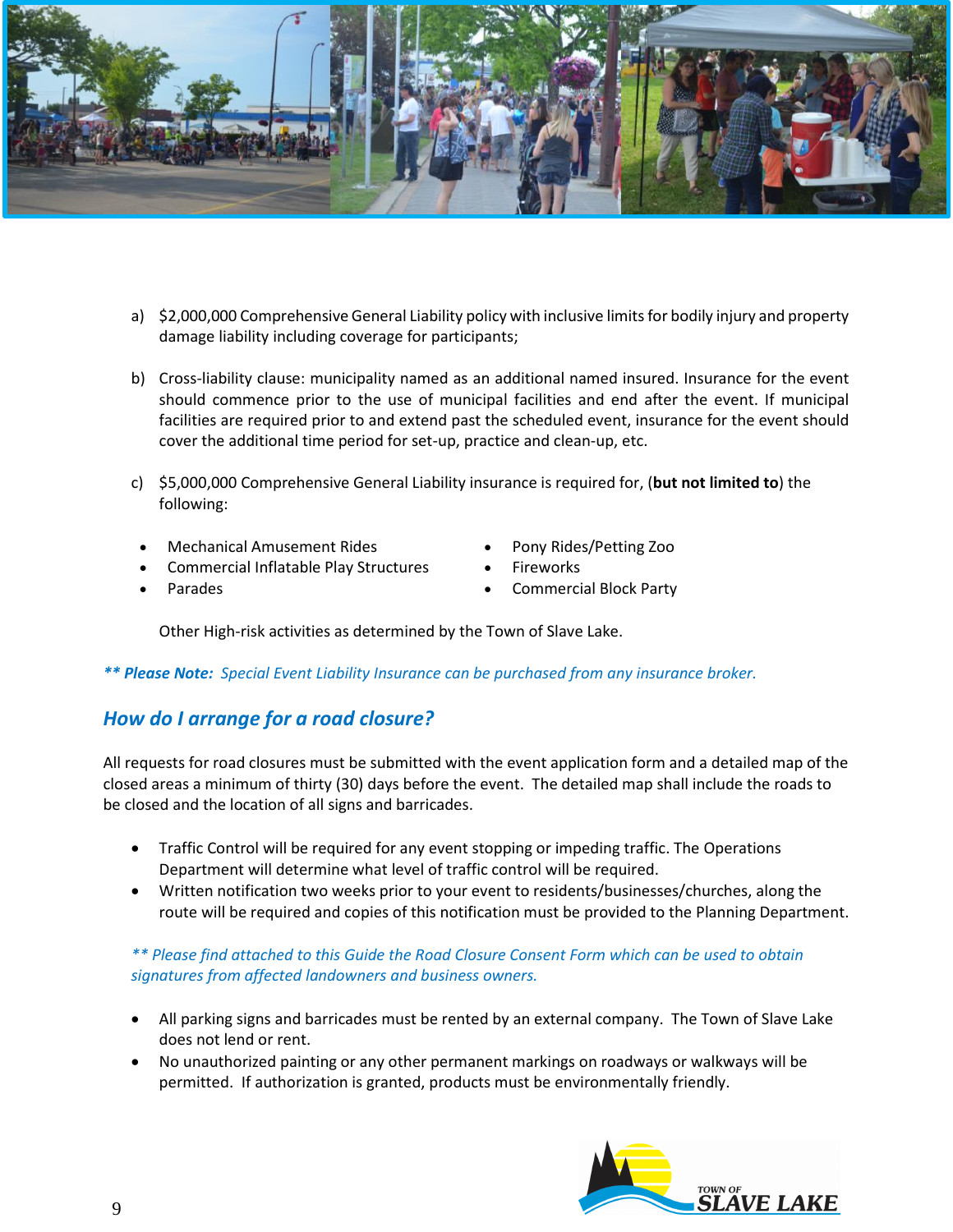a) $2,000,000 Comprehensive General Liability policy with inclusive limits for bodily injury and property damage liability including coverage for participants;

b) Cross-liability clause: municipality named as an additional named insured. Insurance for the event should commence prior to the use of municipal facilities and end after the event. If municipal facilities are required prior to and extend past the scheduled event, insurance for the event should cover the additional time period for set-up, practice and clean-up, etc.

c) $5,000,000 Comprehensive General Liability insurance is required for, (**but not limited to**) the following:

- Mechanical Amusement Rides
- Commercial Inflatable Play Structures
- Parades
- Pony Rides/Petting Zoo
- Fireworks
- Commercial Block Party

Other High-risk activities as determined by the Town of Slave Lake.

*\*\* **Please Note:** Special Event Liability Insurance can be purchased from any insurance broker.*

## *How do I arrange for a road closure?*

All requests for road closures must be submitted with the event application form and a detailed map of the closed areas a minimum of thirty (30) days before the event. The detailed map shall include the roads to be closed and the location of all signs and barricades.

- Traffic Control will be required for any event stopping or impeding traffic. The Operations Department will determine what level of traffic control will be required.
- Written notification two weeks prior to your event to residents/businesses/churches, along the route will be required and copies of this notification must be provided to the Planning Department.

*\*\* Please find attached to this Guide the Road Closure Consent Form which can be used to obtain signatures from affected landowners and business owners.*

- All parking signs and barricades must be rented by an external company. The Town of Slave Lake does not lend or rent.
- No unauthorized painting or any other permanent markings on roadways or walkways will be permitted. If authorization is granted, products must be environmentally friendly.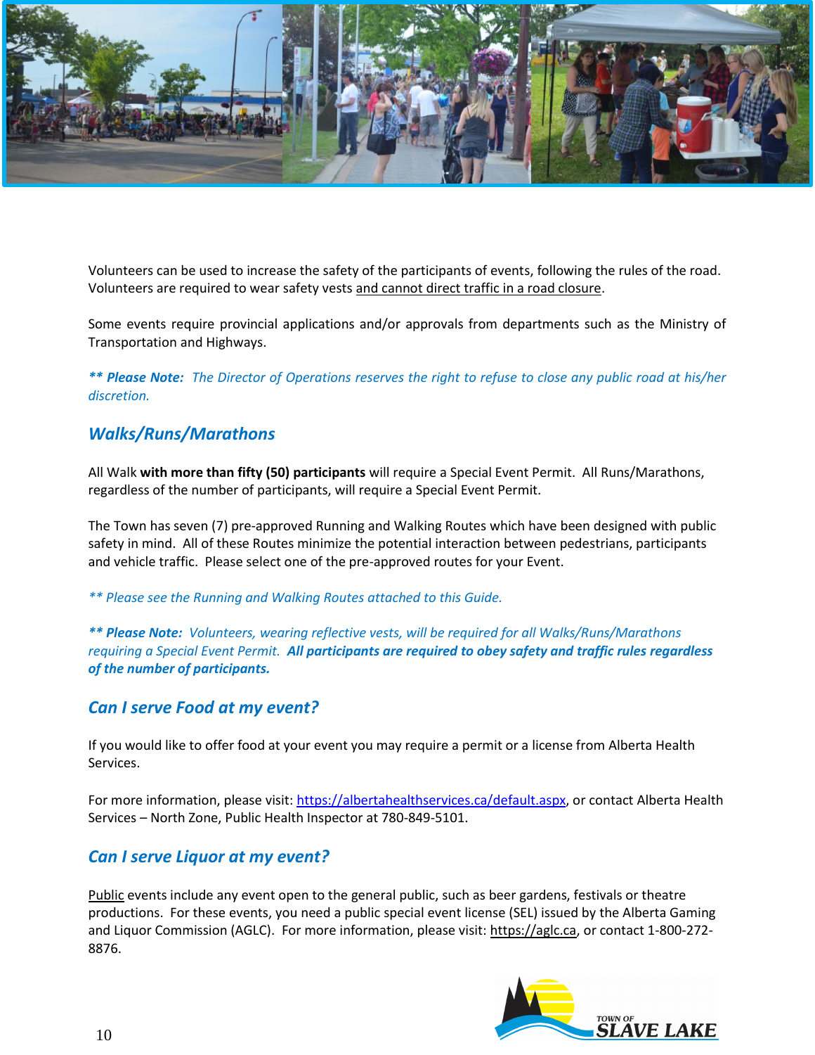Volunteers can be used to increase the safety of the participants of events, following the rules of the road. Volunteers are required to wear safety vests and cannot direct traffic in a road closure.

Some events require provincial applications and/or approvals from departments such as the Ministry of Transportation and Highways.

***\*\* Please Note:** The Director of Operations reserves the right to refuse to close any public road at his/her discretion.*

## *Walks/Runs/Marathons*

All Walk **with more than fifty (50) participants** will require a Special Event Permit. All Runs/Marathons, regardless of the number of participants, will require a Special Event Permit.

The Town has seven (7) pre-approved Running and Walking Routes which have been designed with public safety in mind. All of these Routes minimize the potential interaction between pedestrians, participants and vehicle traffic. Please select one of the pre-approved routes for your Event.

*\*\* Please see the Running and Walking Routes attached to this Guide.*

***\*\* Please Note:** Volunteers, wearing reflective vests, will be required for all Walks/Runs/Marathons requiring a Special Event Permit. **All participants are required to obey safety and traffic rules regardless of the number of participants.***

## *Can I serve Food at my event?*

If you would like to offer food at your event you may require a permit or a license from Alberta Health Services.

For more information, please visit: https://albertahealthservices.ca/default.aspx, or contact Alberta Health Services – North Zone, Public Health Inspector at 780-849-5101.

## *Can I serve Liquor at my event?*

Public events include any event open to the general public, such as beer gardens, festivals or theatre productions. For these events, you need a public special event license (SEL) issued by the Alberta Gaming and Liquor Commission (AGLC). For more information, please visit: https://aglc.ca, or contact 1-800-272-8876.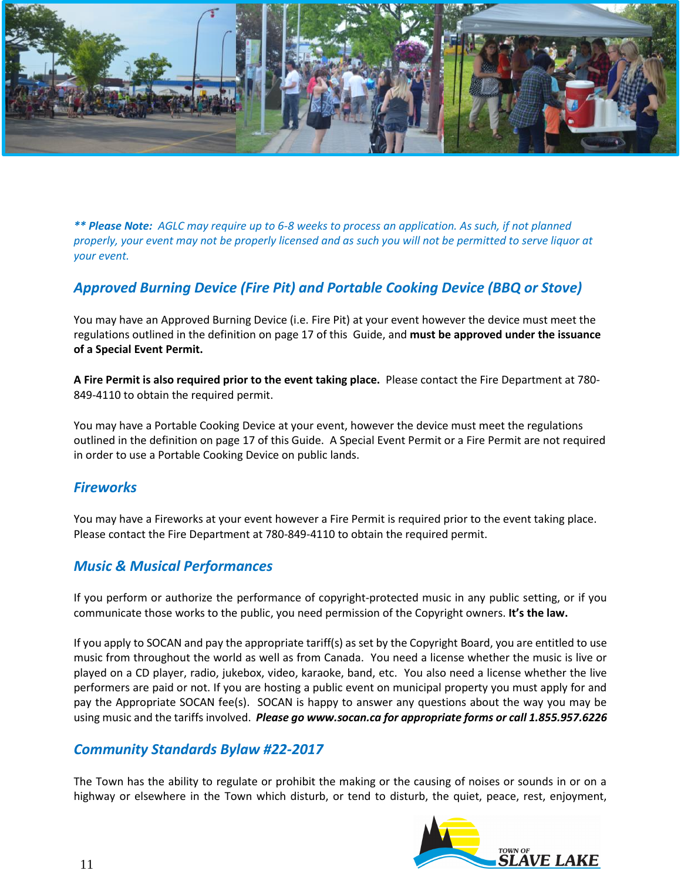***** Please Note:*** *AGLC may require up to 6-8 weeks to process an application. As such, if not planned properly, your event may not be properly licensed and as such you will not be permitted to serve liquor at your event.*

## *Approved Burning Device (Fire Pit) and Portable Cooking Device (BBQ or Stove)*

You may have an Approved Burning Device (i.e. Fire Pit) at your event however the device must meet the regulations outlined in the definition on page 17 of this Guide, and **must be approved under the issuance of a Special Event Permit.**

**A Fire Permit is also required prior to the event taking place.** Please contact the Fire Department at 780-849-4110 to obtain the required permit.

You may have a Portable Cooking Device at your event, however the device must meet the regulations outlined in the definition on page 17 of this Guide. A Special Event Permit or a Fire Permit are not required in order to use a Portable Cooking Device on public lands.

## *Fireworks*

You may have a Fireworks at your event however a Fire Permit is required prior to the event taking place. Please contact the Fire Department at 780-849-4110 to obtain the required permit.

## *Music & Musical Performances*

If you perform or authorize the performance of copyright-protected music in any public setting, or if you communicate those works to the public, you need permission of the Copyright owners. **It's the law.**

If you apply to SOCAN and pay the appropriate tariff(s) as set by the Copyright Board, you are entitled to use music from throughout the world as well as from Canada. You need a license whether the music is live or played on a CD player, radio, jukebox, video, karaoke, band, etc. You also need a license whether the live performers are paid or not. If you are hosting a public event on municipal property you must apply for and pay the Appropriate SOCAN fee(s). SOCAN is happy to answer any questions about the way you may be using music and the tariffs involved. ***Please go www.socan.ca for appropriate forms or call 1.855.957.6226***

## *Community Standards Bylaw #22-2017*

The Town has the ability to regulate or prohibit the making or the causing of noises or sounds in or on a highway or elsewhere in the Town which disturb, or tend to disturb, the quiet, peace, rest, enjoyment,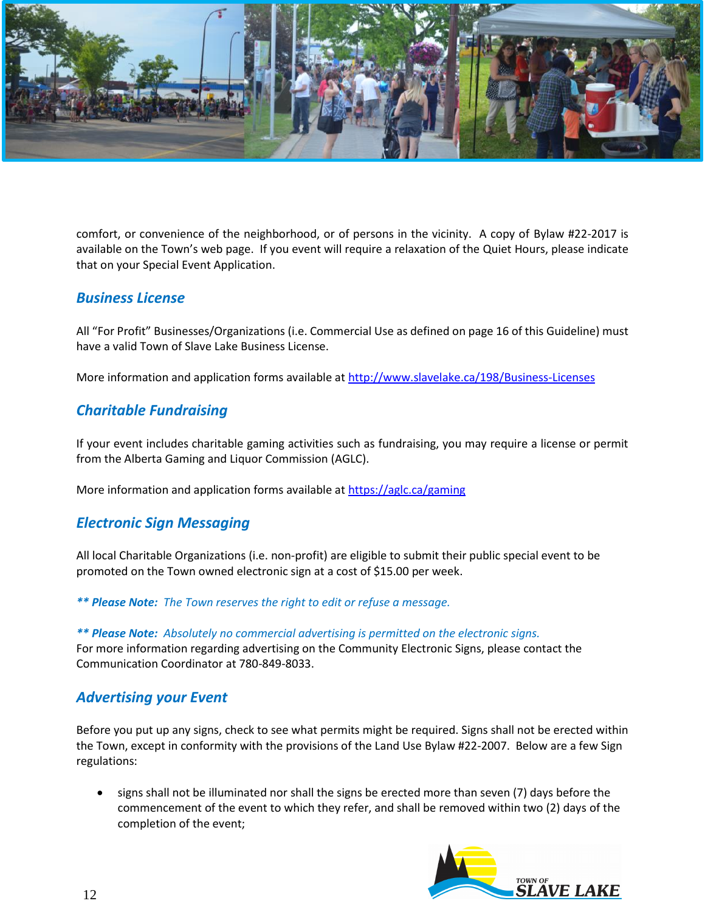comfort, or convenience of the neighborhood, or of persons in the vicinity. A copy of Bylaw #22-2017 is available on the Town's web page. If you event will require a relaxation of the Quiet Hours, please indicate that on your Special Event Application.

## *Business License*

All "For Profit" Businesses/Organizations (i.e. Commercial Use as defined on page 16 of this Guideline) must have a valid Town of Slave Lake Business License.

More information and application forms available at http://www.slavelake.ca/198/Business-Licenses

## *Charitable Fundraising*

If your event includes charitable gaming activities such as fundraising, you may require a license or permit from the Alberta Gaming and Liquor Commission (AGLC).

More information and application forms available at https://aglc.ca/gaming

## *Electronic Sign Messaging*

All local Charitable Organizations (i.e. non-profit) are eligible to submit their public special event to be promoted on the Town owned electronic sign at a cost of $15.00 per week.

***\*\* Please Note:*** *The Town reserves the right to edit or refuse a message.*

***\*\* Please Note:*** *Absolutely no commercial advertising is permitted on the electronic signs.*
For more information regarding advertising on the Community Electronic Signs, please contact the Communication Coordinator at 780-849-8033.

## *Advertising your Event*

Before you put up any signs, check to see what permits might be required. Signs shall not be erected within the Town, except in conformity with the provisions of the Land Use Bylaw #22-2007. Below are a few Sign regulations:

- signs shall not be illuminated nor shall the signs be erected more than seven (7) days before the commencement of the event to which they refer, and shall be removed within two (2) days of the completion of the event;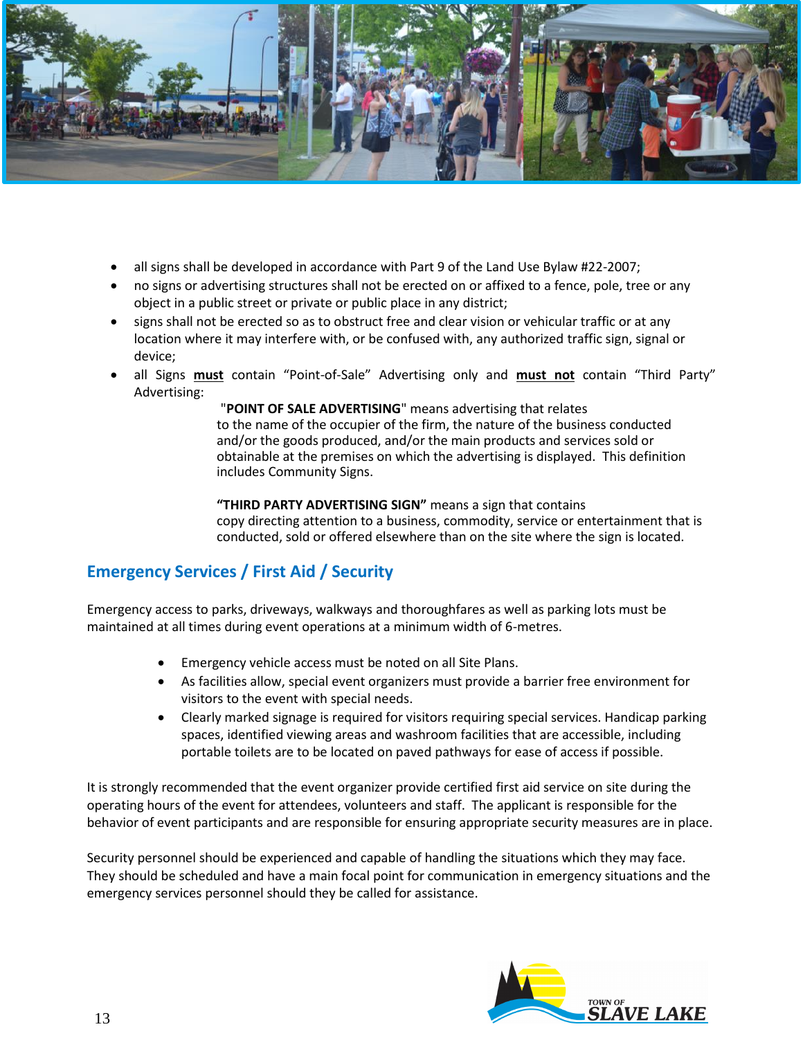- all signs shall be developed in accordance with Part 9 of the Land Use Bylaw #22-2007;
- no signs or advertising structures shall not be erected on or affixed to a fence, pole, tree or any object in a public street or private or public place in any district;
- signs shall not be erected so as to obstruct free and clear vision or vehicular traffic or at any location where it may interfere with, or be confused with, any authorized traffic sign, signal or device;
- all Signs **must** contain "Point-of-Sale" Advertising only and **must not** contain "Third Party" Advertising:

  "**POINT OF SALE ADVERTISING**" means advertising that relates to the name of the occupier of the firm, the nature of the business conducted and/or the goods produced, and/or the main products and services sold or obtainable at the premises on which the advertising is displayed. This definition includes Community Signs.

  **"THIRD PARTY ADVERTISING SIGN"** means a sign that contains copy directing attention to a business, commodity, service or entertainment that is conducted, sold or offered elsewhere than on the site where the sign is located.

## Emergency Services / First Aid / Security

Emergency access to parks, driveways, walkways and thoroughfares as well as parking lots must be maintained at all times during event operations at a minimum width of 6-metres.

- Emergency vehicle access must be noted on all Site Plans.
- As facilities allow, special event organizers must provide a barrier free environment for visitors to the event with special needs.
- Clearly marked signage is required for visitors requiring special services. Handicap parking spaces, identified viewing areas and washroom facilities that are accessible, including portable toilets are to be located on paved pathways for ease of access if possible.

It is strongly recommended that the event organizer provide certified first aid service on site during the operating hours of the event for attendees, volunteers and staff. The applicant is responsible for the behavior of event participants and are responsible for ensuring appropriate security measures are in place.

Security personnel should be experienced and capable of handling the situations which they may face. They should be scheduled and have a main focal point for communication in emergency situations and the emergency services personnel should they be called for assistance.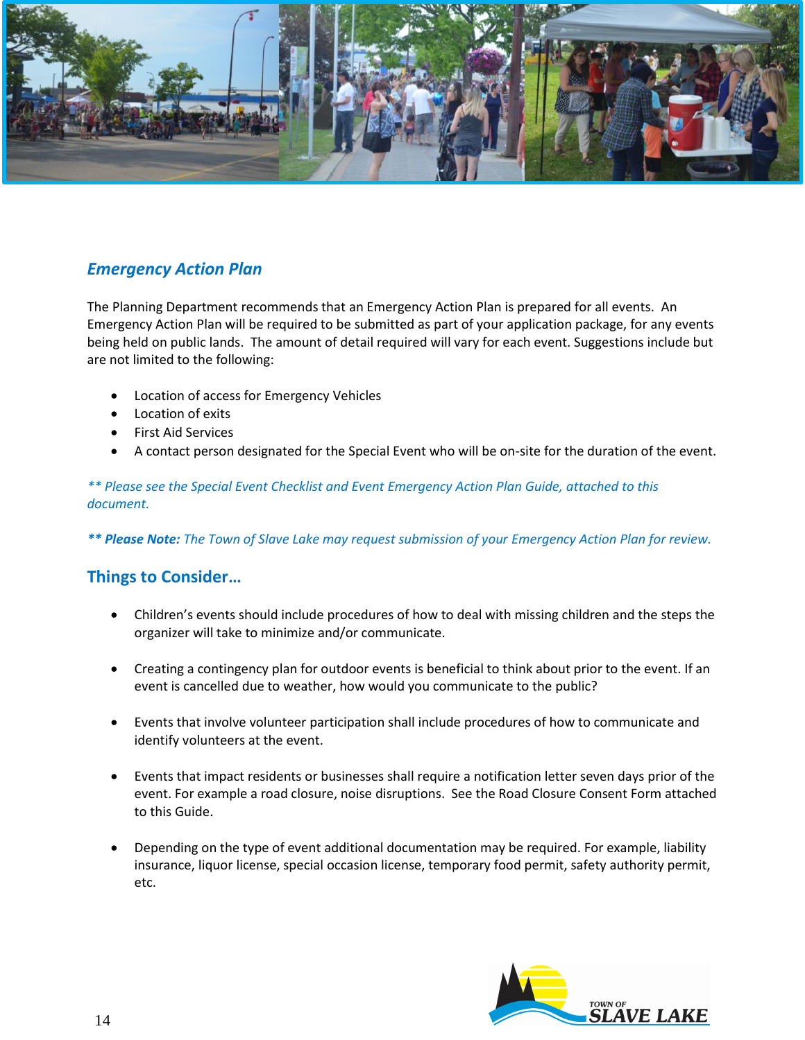## *Emergency Action Plan*

The Planning Department recommends that an Emergency Action Plan is prepared for all events. An Emergency Action Plan will be required to be submitted as part of your application package, for any events being held on public lands. The amount of detail required will vary for each event. Suggestions include but are not limited to the following:

- Location of access for Emergency Vehicles
- Location of exits
- First Aid Services
- A contact person designated for the Special Event who will be on-site for the duration of the event.

*** Please see the Special Event Checklist and Event Emergency Action Plan Guide, attached to this document.*

***\* Please Note:*** *The Town of Slave Lake may request submission of your Emergency Action Plan for review.*

## Things to Consider…

- Children's events should include procedures of how to deal with missing children and the steps the organizer will take to minimize and/or communicate.

- Creating a contingency plan for outdoor events is beneficial to think about prior to the event. If an event is cancelled due to weather, how would you communicate to the public?

- Events that involve volunteer participation shall include procedures of how to communicate and identify volunteers at the event.

- Events that impact residents or businesses shall require a notification letter seven days prior of the event. For example a road closure, noise disruptions. See the Road Closure Consent Form attached to this Guide.

- Depending on the type of event additional documentation may be required. For example, liability insurance, liquor license, special occasion license, temporary food permit, safety authority permit, etc.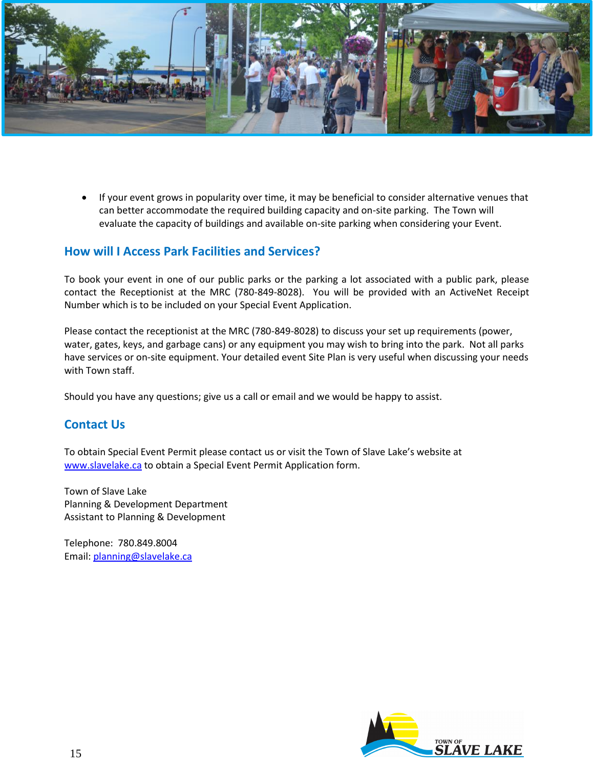- If your event grows in popularity over time, it may be beneficial to consider alternative venues that can better accommodate the required building capacity and on-site parking. The Town will evaluate the capacity of buildings and available on-site parking when considering your Event.

## How will I Access Park Facilities and Services?

To book your event in one of our public parks or the parking a lot associated with a public park, please contact the Receptionist at the MRC (780-849-8028). You will be provided with an ActiveNet Receipt Number which is to be included on your Special Event Application.

Please contact the receptionist at the MRC (780-849-8028) to discuss your set up requirements (power, water, gates, keys, and garbage cans) or any equipment you may wish to bring into the park. Not all parks have services or on-site equipment. Your detailed event Site Plan is very useful when discussing your needs with Town staff.

Should you have any questions; give us a call or email and we would be happy to assist.

## Contact Us

To obtain Special Event Permit please contact us or visit the Town of Slave Lake's website at www.slavelake.ca to obtain a Special Event Permit Application form.

Town of Slave Lake
Planning & Development Department
Assistant to Planning & Development

Telephone: 780.849.8004
Email: planning@slavelake.ca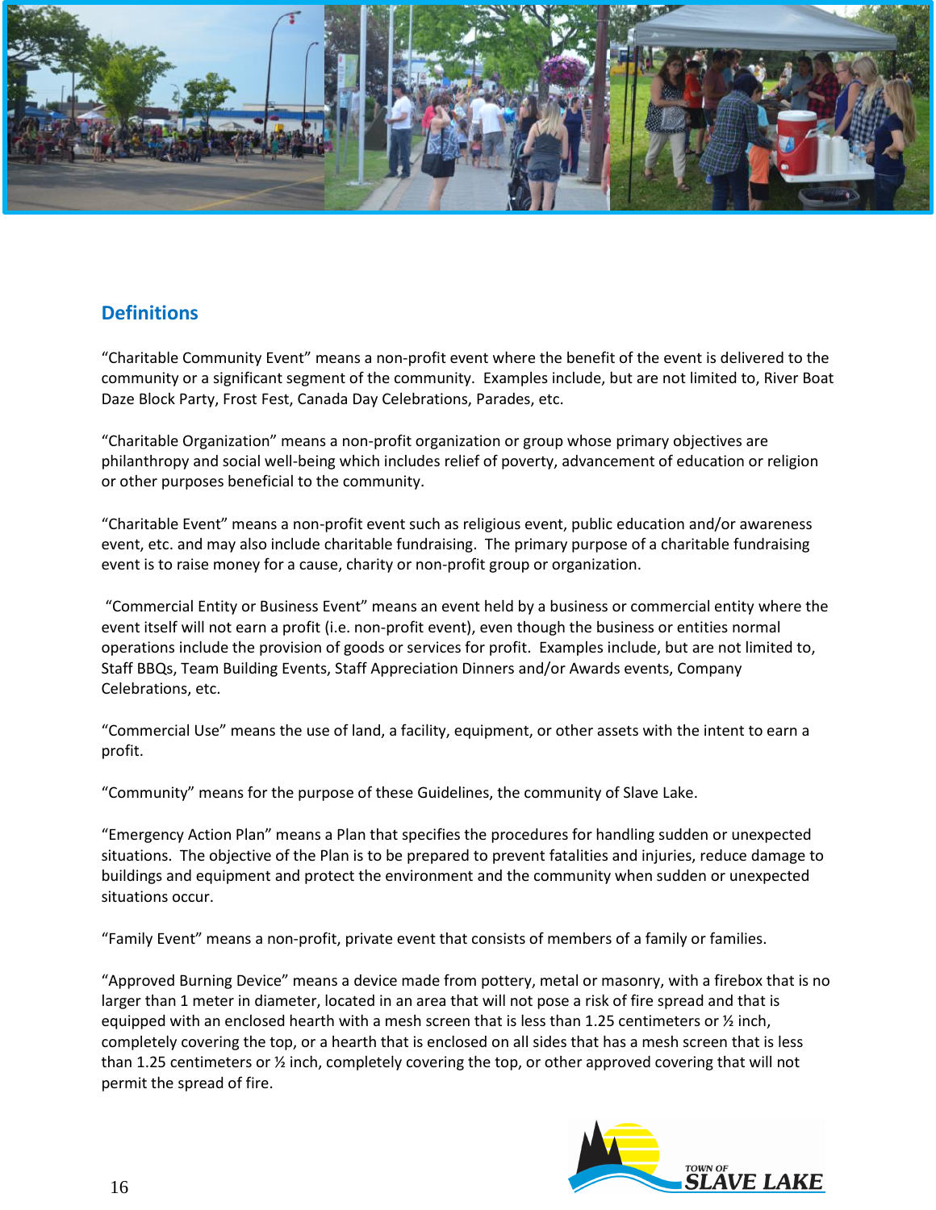## Definitions

"Charitable Community Event" means a non-profit event where the benefit of the event is delivered to the community or a significant segment of the community. Examples include, but are not limited to, River Boat Daze Block Party, Frost Fest, Canada Day Celebrations, Parades, etc.

"Charitable Organization" means a non-profit organization or group whose primary objectives are philanthropy and social well-being which includes relief of poverty, advancement of education or religion or other purposes beneficial to the community.

"Charitable Event" means a non-profit event such as religious event, public education and/or awareness event, etc. and may also include charitable fundraising. The primary purpose of a charitable fundraising event is to raise money for a cause, charity or non-profit group or organization.

"Commercial Entity or Business Event" means an event held by a business or commercial entity where the event itself will not earn a profit (i.e. non-profit event), even though the business or entities normal operations include the provision of goods or services for profit. Examples include, but are not limited to, Staff BBQs, Team Building Events, Staff Appreciation Dinners and/or Awards events, Company Celebrations, etc.

"Commercial Use" means the use of land, a facility, equipment, or other assets with the intent to earn a profit.

"Community" means for the purpose of these Guidelines, the community of Slave Lake.

"Emergency Action Plan" means a Plan that specifies the procedures for handling sudden or unexpected situations. The objective of the Plan is to be prepared to prevent fatalities and injuries, reduce damage to buildings and equipment and protect the environment and the community when sudden or unexpected situations occur.

"Family Event" means a non-profit, private event that consists of members of a family or families.

"Approved Burning Device" means a device made from pottery, metal or masonry, with a firebox that is no larger than 1 meter in diameter, located in an area that will not pose a risk of fire spread and that is equipped with an enclosed hearth with a mesh screen that is less than 1.25 centimeters or ½ inch, completely covering the top, or a hearth that is enclosed on all sides that has a mesh screen that is less than 1.25 centimeters or ½ inch, completely covering the top, or other approved covering that will not permit the spread of fire.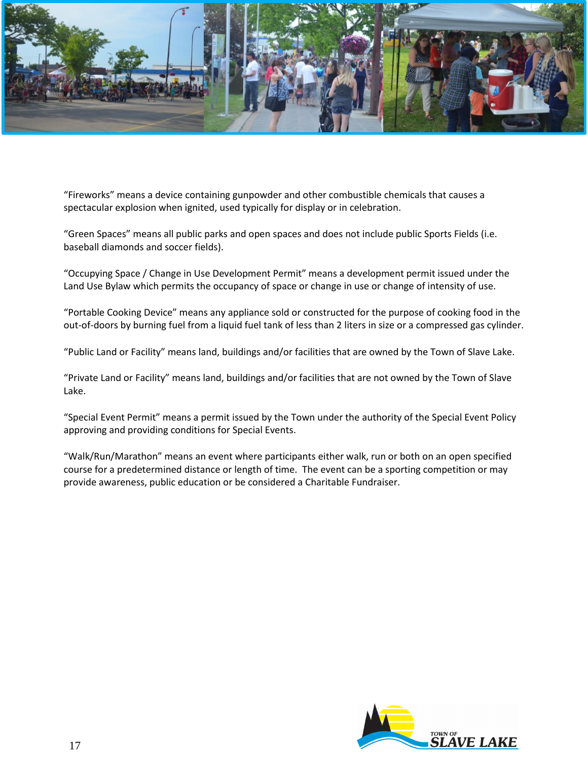“Fireworks” means a device containing gunpowder and other combustible chemicals that causes a spectacular explosion when ignited, used typically for display or in celebration.

“Green Spaces” means all public parks and open spaces and does not include public Sports Fields (i.e. baseball diamonds and soccer fields).

“Occupying Space / Change in Use Development Permit” means a development permit issued under the Land Use Bylaw which permits the occupancy of space or change in use or change of intensity of use.

“Portable Cooking Device” means any appliance sold or constructed for the purpose of cooking food in the out-of-doors by burning fuel from a liquid fuel tank of less than 2 liters in size or a compressed gas cylinder.

“Public Land or Facility” means land, buildings and/or facilities that are owned by the Town of Slave Lake.

“Private Land or Facility” means land, buildings and/or facilities that are not owned by the Town of Slave Lake.

“Special Event Permit” means a permit issued by the Town under the authority of the Special Event Policy approving and providing conditions for Special Events.

“Walk/Run/Marathon” means an event where participants either walk, run or both on an open specified course for a predetermined distance or length of time. The event can be a sporting competition or may provide awareness, public education or be considered a Charitable Fundraiser.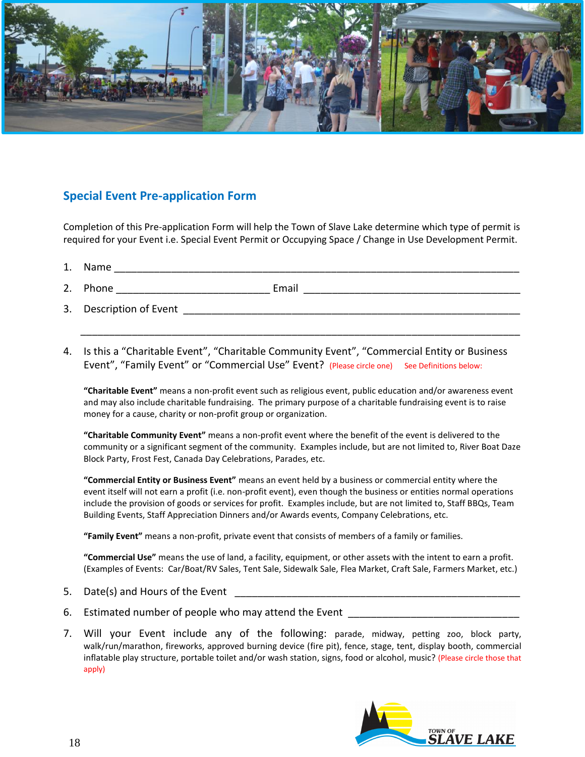## Special Event Pre-application Form

Completion of this Pre-application Form will help the Town of Slave Lake determine which type of permit is required for your Event i.e. Special Event Permit or Occupying Space / Change in Use Development Permit.

1. Name ___________________________________________________________________
2. Phone ___________________________ Email _______________________________________
3. Description of Event ____________________________________________________________

   ___________________________________________________________________________
4. Is this a "Charitable Event", "Charitable Community Event", "Commercial Entity or Business Event", "Family Event" or "Commercial Use" Event? (Please circle one) See Definitions below:

   **"Charitable Event"** means a non-profit event such as religious event, public education and/or awareness event and may also include charitable fundraising. The primary purpose of a charitable fundraising event is to raise money for a cause, charity or non-profit group or organization.

   **"Charitable Community Event"** means a non-profit event where the benefit of the event is delivered to the community or a significant segment of the community. Examples include, but are not limited to, River Boat Daze Block Party, Frost Fest, Canada Day Celebrations, Parades, etc.

   **"Commercial Entity or Business Event"** means an event held by a business or commercial entity where the event itself will not earn a profit (i.e. non-profit event), even though the business or entities normal operations include the provision of goods or services for profit. Examples include, but are not limited to, Staff BBQs, Team Building Events, Staff Appreciation Dinners and/or Awards events, Company Celebrations, etc.

   **"Family Event"** means a non-profit, private event that consists of members of a family or families.

   **"Commercial Use"** means the use of land, a facility, equipment, or other assets with the intent to earn a profit. (Examples of Events: Car/Boat/RV Sales, Tent Sale, Sidewalk Sale, Flea Market, Craft Sale, Farmers Market, etc.)
5. Date(s) and Hours of the Event ___________________________________________________
6. Estimated number of people who may attend the Event ______________________________
7. Will your Event include any of the following: parade, midway, petting zoo, block party, walk/run/marathon, fireworks, approved burning device (fire pit), fence, stage, tent, display booth, commercial inflatable play structure, portable toilet and/or wash station, signs, food or alcohol, music? (Please circle those that apply)

TOWN OF SLAVE LAKE